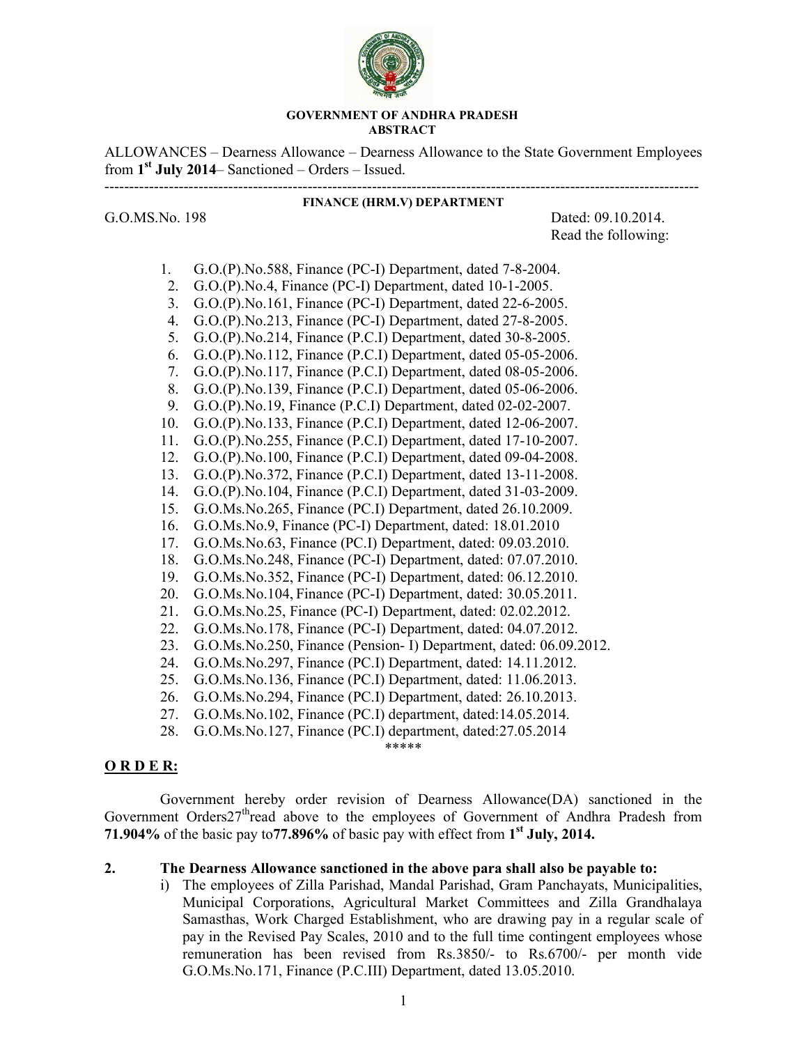**GOVERNMENT OF ANDHRA PRADESH**
**ABSTRACT**

ALLOWANCES – Dearness Allowance – Dearness Allowance to the State Government Employees from **1st July 2014**– Sanctioned – Orders – Issued.

---

**FINANCE (HRM.V) DEPARTMENT**

G.O.MS.No. 198 Dated: 09.10.2014.
Read the following:

1. G.O.(P).No.588, Finance (PC-I) Department, dated 7-8-2004.
2. G.O.(P).No.4, Finance (PC-I) Department, dated 10-1-2005.
3. G.O.(P).No.161, Finance (PC-I) Department, dated 22-6-2005.
4. G.O.(P).No.213, Finance (PC-I) Department, dated 27-8-2005.
5. G.O.(P).No.214, Finance (P.C.I) Department, dated 30-8-2005.
6. G.O.(P).No.112, Finance (P.C.I) Department, dated 05-05-2006.
7. G.O.(P).No.117, Finance (P.C.I) Department, dated 08-05-2006.
8. G.O.(P).No.139, Finance (P.C.I) Department, dated 05-06-2006.
9. G.O.(P).No.19, Finance (P.C.I) Department, dated 02-02-2007.
10. G.O.(P).No.133, Finance (P.C.I) Department, dated 12-06-2007.
11. G.O.(P).No.255, Finance (P.C.I) Department, dated 17-10-2007.
12. G.O.(P).No.100, Finance (P.C.I) Department, dated 09-04-2008.
13. G.O.(P).No.372, Finance (P.C.I) Department, dated 13-11-2008.
14. G.O.(P).No.104, Finance (P.C.I) Department, dated 31-03-2009.
15. G.O.Ms.No.265, Finance (PC.I) Department, dated 26.10.2009.
16. G.O.Ms.No.9, Finance (PC-I) Department, dated: 18.01.2010
17. G.O.Ms.No.63, Finance (PC.I) Department, dated: 09.03.2010.
18. G.O.Ms.No.248, Finance (PC-I) Department, dated: 07.07.2010.
19. G.O.Ms.No.352, Finance (PC-I) Department, dated: 06.12.2010.
20. G.O.Ms.No.104, Finance (PC-I) Department, dated: 30.05.2011.
21. G.O.Ms.No.25, Finance (PC-I) Department, dated: 02.02.2012.
22. G.O.Ms.No.178, Finance (PC-I) Department, dated: 04.07.2012.
23. G.O.Ms.No.250, Finance (Pension- I) Department, dated: 06.09.2012.
24. G.O.Ms.No.297, Finance (PC.I) Department, dated: 14.11.2012.
25. G.O.Ms.No.136, Finance (PC.I) Department, dated: 11.06.2013.
26. G.O.Ms.No.294, Finance (PC.I) Department, dated: 26.10.2013.
27. G.O.Ms.No.102, Finance (PC.I) department, dated:14.05.2014.
28. G.O.Ms.No.127, Finance (PC.I) department, dated:27.05.2014

\*\*\*\*\*

**O R D E R:**

Government hereby order revision of Dearness Allowance(DA) sanctioned in the Government Orders27th read above to the employees of Government of Andhra Pradesh from **71.904%** of the basic pay to**77.896%** of basic pay with effect from **1st July, 2014.**

**2. The Dearness Allowance sanctioned in the above para shall also be payable to:**

i) The employees of Zilla Parishad, Mandal Parishad, Gram Panchayats, Municipalities, Municipal Corporations, Agricultural Market Committees and Zilla Grandhalaya Samasthas, Work Charged Establishment, who are drawing pay in a regular scale of pay in the Revised Pay Scales, 2010 and to the full time contingent employees whose remuneration has been revised from Rs.3850/- to Rs.6700/- per month vide G.O.Ms.No.171, Finance (P.C.III) Department, dated 13.05.2010.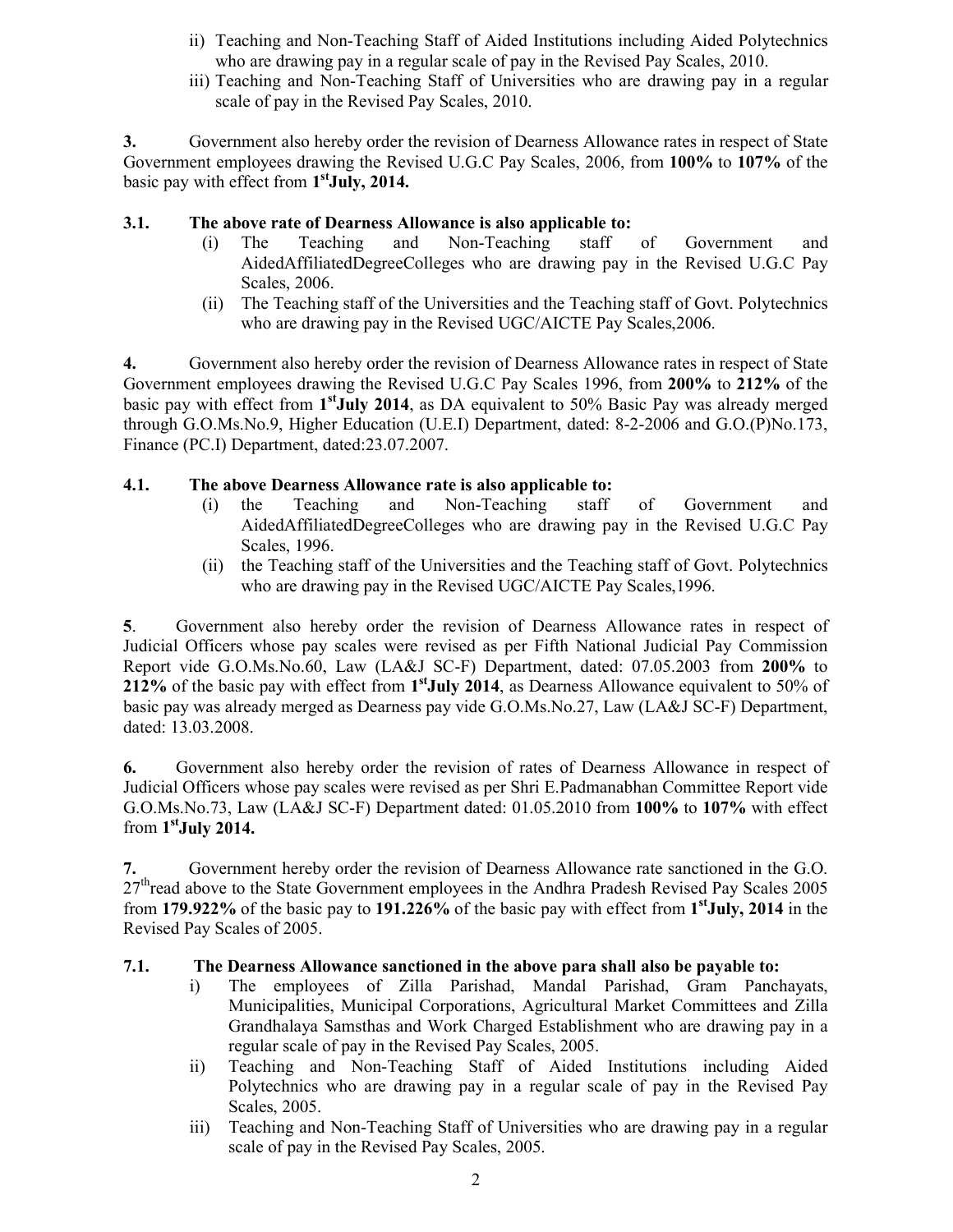ii) Teaching and Non-Teaching Staff of Aided Institutions including Aided Polytechnics who are drawing pay in a regular scale of pay in the Revised Pay Scales, 2010.

iii) Teaching and Non-Teaching Staff of Universities who are drawing pay in a regular scale of pay in the Revised Pay Scales, 2010.

**3.** Government also hereby order the revision of Dearness Allowance rates in respect of State Government employees drawing the Revised U.G.C Pay Scales, 2006, from **100%** to **107%** of the basic pay with effect from **1st July, 2014.**

**3.1. The above rate of Dearness Allowance is also applicable to:**

(i) The Teaching and Non-Teaching staff of Government and AidedAffiliatedDegreeColleges who are drawing pay in the Revised U.G.C Pay Scales, 2006.

(ii) The Teaching staff of the Universities and the Teaching staff of Govt. Polytechnics who are drawing pay in the Revised UGC/AICTE Pay Scales,2006.

**4.** Government also hereby order the revision of Dearness Allowance rates in respect of State Government employees drawing the Revised U.G.C Pay Scales 1996, from **200%** to **212%** of the basic pay with effect from **1st July 2014**, as DA equivalent to 50% Basic Pay was already merged through G.O.Ms.No.9, Higher Education (U.E.I) Department, dated: 8-2-2006 and G.O.(P)No.173, Finance (PC.I) Department, dated:23.07.2007.

**4.1. The above Dearness Allowance rate is also applicable to:**

(i) the Teaching and Non-Teaching staff of Government and AidedAffiliatedDegreeColleges who are drawing pay in the Revised U.G.C Pay Scales, 1996.

(ii) the Teaching staff of the Universities and the Teaching staff of Govt. Polytechnics who are drawing pay in the Revised UGC/AICTE Pay Scales,1996.

**5**. Government also hereby order the revision of Dearness Allowance rates in respect of Judicial Officers whose pay scales were revised as per Fifth National Judicial Pay Commission Report vide G.O.Ms.No.60, Law (LA&J SC-F) Department, dated: 07.05.2003 from **200%** to **212%** of the basic pay with effect from **1st July 2014**, as Dearness Allowance equivalent to 50% of basic pay was already merged as Dearness pay vide G.O.Ms.No.27, Law (LA&J SC-F) Department, dated: 13.03.2008.

**6.** Government also hereby order the revision of rates of Dearness Allowance in respect of Judicial Officers whose pay scales were revised as per Shri E.Padmanabhan Committee Report vide G.O.Ms.No.73, Law (LA&J SC-F) Department dated: 01.05.2010 from **100%** to **107%** with effect from **1st July 2014.**

**7.** Government hereby order the revision of Dearness Allowance rate sanctioned in the G.O. 27th read above to the State Government employees in the Andhra Pradesh Revised Pay Scales 2005 from **179.922%** of the basic pay to **191.226%** of the basic pay with effect from **1st July, 2014** in the Revised Pay Scales of 2005.

**7.1. The Dearness Allowance sanctioned in the above para shall also be payable to:**

i) The employees of Zilla Parishad, Mandal Parishad, Gram Panchayats, Municipalities, Municipal Corporations, Agricultural Market Committees and Zilla Grandhalaya Samsthas and Work Charged Establishment who are drawing pay in a regular scale of pay in the Revised Pay Scales, 2005.

ii) Teaching and Non-Teaching Staff of Aided Institutions including Aided Polytechnics who are drawing pay in a regular scale of pay in the Revised Pay Scales, 2005.

iii) Teaching and Non-Teaching Staff of Universities who are drawing pay in a regular scale of pay in the Revised Pay Scales, 2005.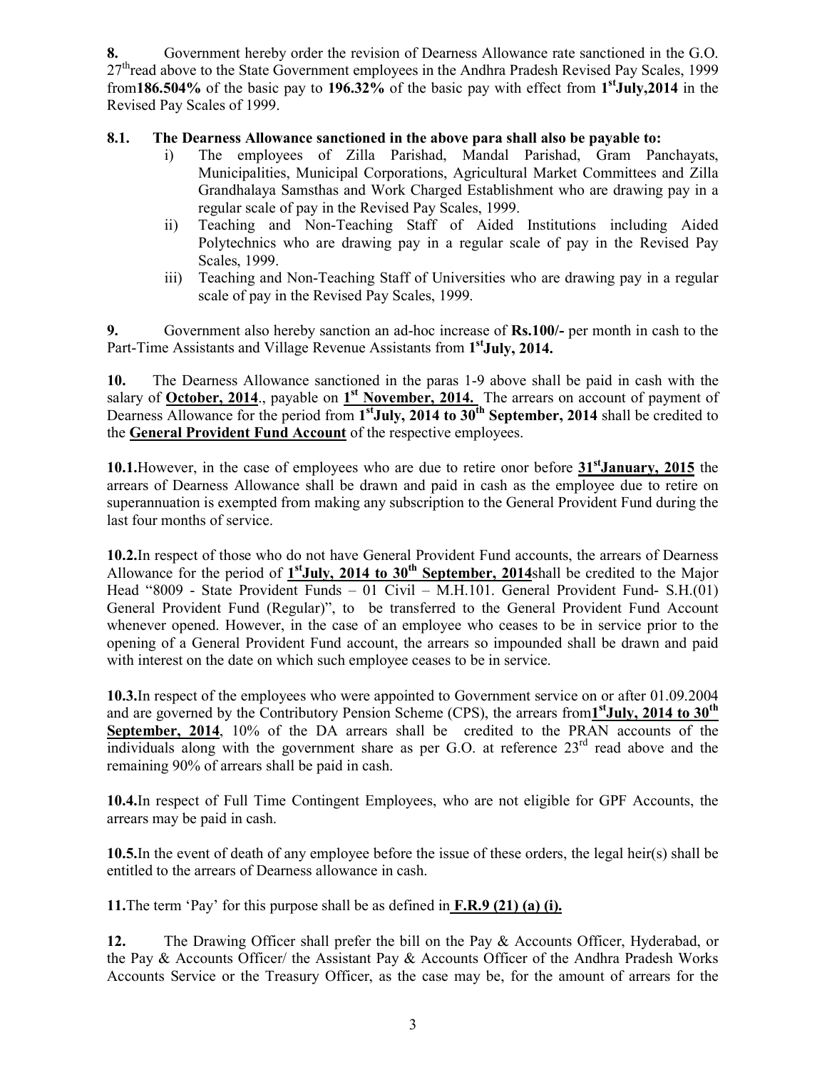**8.** Government hereby order the revision of Dearness Allowance rate sanctioned in the G.O. 27th read above to the State Government employees in the Andhra Pradesh Revised Pay Scales, 1999 from **186.504%** of the basic pay to **196.32%** of the basic pay with effect from **1st July,2014** in the Revised Pay Scales of 1999.

**8.1. The Dearness Allowance sanctioned in the above para shall also be payable to:**

i) The employees of Zilla Parishad, Mandal Parishad, Gram Panchayats, Municipalities, Municipal Corporations, Agricultural Market Committees and Zilla Grandhalaya Samsthas and Work Charged Establishment who are drawing pay in a regular scale of pay in the Revised Pay Scales, 1999.

ii) Teaching and Non-Teaching Staff of Aided Institutions including Aided Polytechnics who are drawing pay in a regular scale of pay in the Revised Pay Scales, 1999.

iii) Teaching and Non-Teaching Staff of Universities who are drawing pay in a regular scale of pay in the Revised Pay Scales, 1999.

**9.** Government also hereby sanction an ad-hoc increase of **Rs.100/-** per month in cash to the Part-Time Assistants and Village Revenue Assistants from **1st July, 2014.**

**10.** The Dearness Allowance sanctioned in the paras 1-9 above shall be paid in cash with the salary of **October, 2014**., payable on **1st November, 2014.** The arrears on account of payment of Dearness Allowance for the period from **1st July, 2014 to 30th September, 2014** shall be credited to the **General Provident Fund Account** of the respective employees.

**10.1.** However, in the case of employees who are due to retire onor before **31st January, 2015** the arrears of Dearness Allowance shall be drawn and paid in cash as the employee due to retire on superannuation is exempted from making any subscription to the General Provident Fund during the last four months of service.

**10.2.** In respect of those who do not have General Provident Fund accounts, the arrears of Dearness Allowance for the period of **1st July, 2014 to 30th September, 2014** shall be credited to the Major Head "8009 - State Provident Funds – 01 Civil – M.H.101. General Provident Fund- S.H.(01) General Provident Fund (Regular)", to be transferred to the General Provident Fund Account whenever opened. However, in the case of an employee who ceases to be in service prior to the opening of a General Provident Fund account, the arrears so impounded shall be drawn and paid with interest on the date on which such employee ceases to be in service.

**10.3.** In respect of the employees who were appointed to Government service on or after 01.09.2004 and are governed by the Contributory Pension Scheme (CPS), the arrears from **1st July, 2014 to 30th September, 2014**, 10% of the DA arrears shall be credited to the PRAN accounts of the individuals along with the government share as per G.O. at reference 23rd read above and the remaining 90% of arrears shall be paid in cash.

**10.4.** In respect of Full Time Contingent Employees, who are not eligible for GPF Accounts, the arrears may be paid in cash.

**10.5.** In the event of death of any employee before the issue of these orders, the legal heir(s) shall be entitled to the arrears of Dearness allowance in cash.

**11.** The term 'Pay' for this purpose shall be as defined in **F.R.9 (21) (a) (i).**

**12.** The Drawing Officer shall prefer the bill on the Pay & Accounts Officer, Hyderabad, or the Pay & Accounts Officer/ the Assistant Pay & Accounts Officer of the Andhra Pradesh Works Accounts Service or the Treasury Officer, as the case may be, for the amount of arrears for the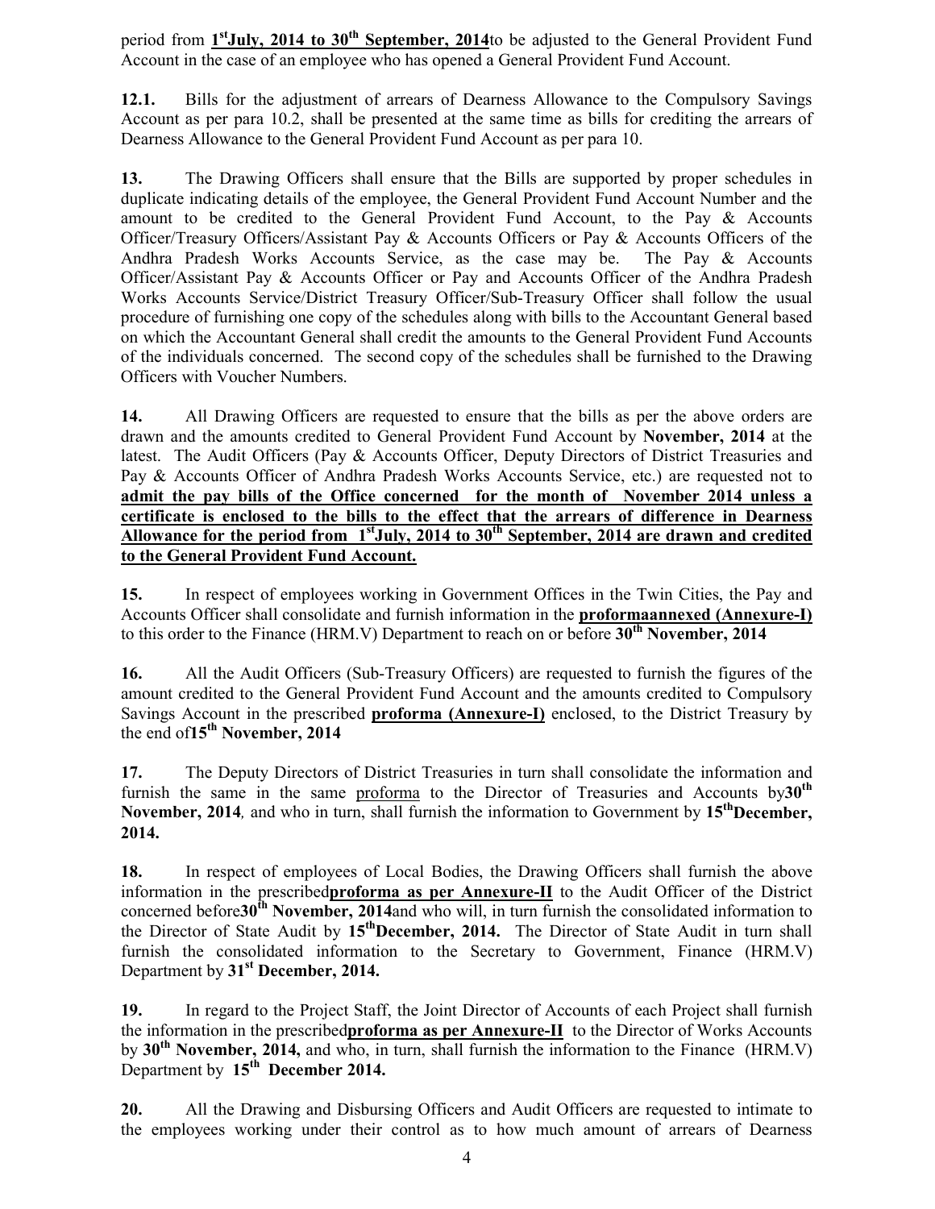period from **1st July, 2014 to 30th September, 2014** to be adjusted to the General Provident Fund Account in the case of an employee who has opened a General Provident Fund Account.

**12.1.** Bills for the adjustment of arrears of Dearness Allowance to the Compulsory Savings Account as per para 10.2, shall be presented at the same time as bills for crediting the arrears of Dearness Allowance to the General Provident Fund Account as per para 10.

**13.** The Drawing Officers shall ensure that the Bills are supported by proper schedules in duplicate indicating details of the employee, the General Provident Fund Account Number and the amount to be credited to the General Provident Fund Account, to the Pay & Accounts Officer/Treasury Officers/Assistant Pay & Accounts Officers or Pay & Accounts Officers of the Andhra Pradesh Works Accounts Service, as the case may be. The Pay & Accounts Officer/Assistant Pay & Accounts Officer or Pay and Accounts Officer of the Andhra Pradesh Works Accounts Service/District Treasury Officer/Sub-Treasury Officer shall follow the usual procedure of furnishing one copy of the schedules along with bills to the Accountant General based on which the Accountant General shall credit the amounts to the General Provident Fund Accounts of the individuals concerned. The second copy of the schedules shall be furnished to the Drawing Officers with Voucher Numbers.

**14.** All Drawing Officers are requested to ensure that the bills as per the above orders are drawn and the amounts credited to General Provident Fund Account by **November, 2014** at the latest. The Audit Officers (Pay & Accounts Officer, Deputy Directors of District Treasuries and Pay & Accounts Officer of Andhra Pradesh Works Accounts Service, etc.) are requested not to **admit the pay bills of the Office concerned for the month of November 2014 unless a certificate is enclosed to the bills to the effect that the arrears of difference in Dearness Allowance for the period from 1st July, 2014 to 30th September, 2014 are drawn and credited to the General Provident Fund Account.**

**15.** In respect of employees working in Government Offices in the Twin Cities, the Pay and Accounts Officer shall consolidate and furnish information in the **proformaannexed (Annexure-I)** to this order to the Finance (HRM.V) Department to reach on or before **30th November, 2014**

**16.** All the Audit Officers (Sub-Treasury Officers) are requested to furnish the figures of the amount credited to the General Provident Fund Account and the amounts credited to Compulsory Savings Account in the prescribed **proforma (Annexure-I)** enclosed, to the District Treasury by the end of **15th November, 2014**

**17.** The Deputy Directors of District Treasuries in turn shall consolidate the information and furnish the same in the same proforma to the Director of Treasuries and Accounts by **30th November, 2014**, and who in turn, shall furnish the information to Government by **15th December, 2014.**

**18.** In respect of employees of Local Bodies, the Drawing Officers shall furnish the above information in the prescribed **proforma as per Annexure-II** to the Audit Officer of the District concerned before **30th November, 2014** and who will, in turn furnish the consolidated information to the Director of State Audit by **15th December, 2014.** The Director of State Audit in turn shall furnish the consolidated information to the Secretary to Government, Finance (HRM.V) Department by **31st December, 2014.**

**19.** In regard to the Project Staff, the Joint Director of Accounts of each Project shall furnish the information in the prescribed **proforma as per Annexure-II** to the Director of Works Accounts by **30th November, 2014,** and who, in turn, shall furnish the information to the Finance (HRM.V) Department by **15th December 2014.**

**20.** All the Drawing and Disbursing Officers and Audit Officers are requested to intimate to the employees working under their control as to how much amount of arrears of Dearness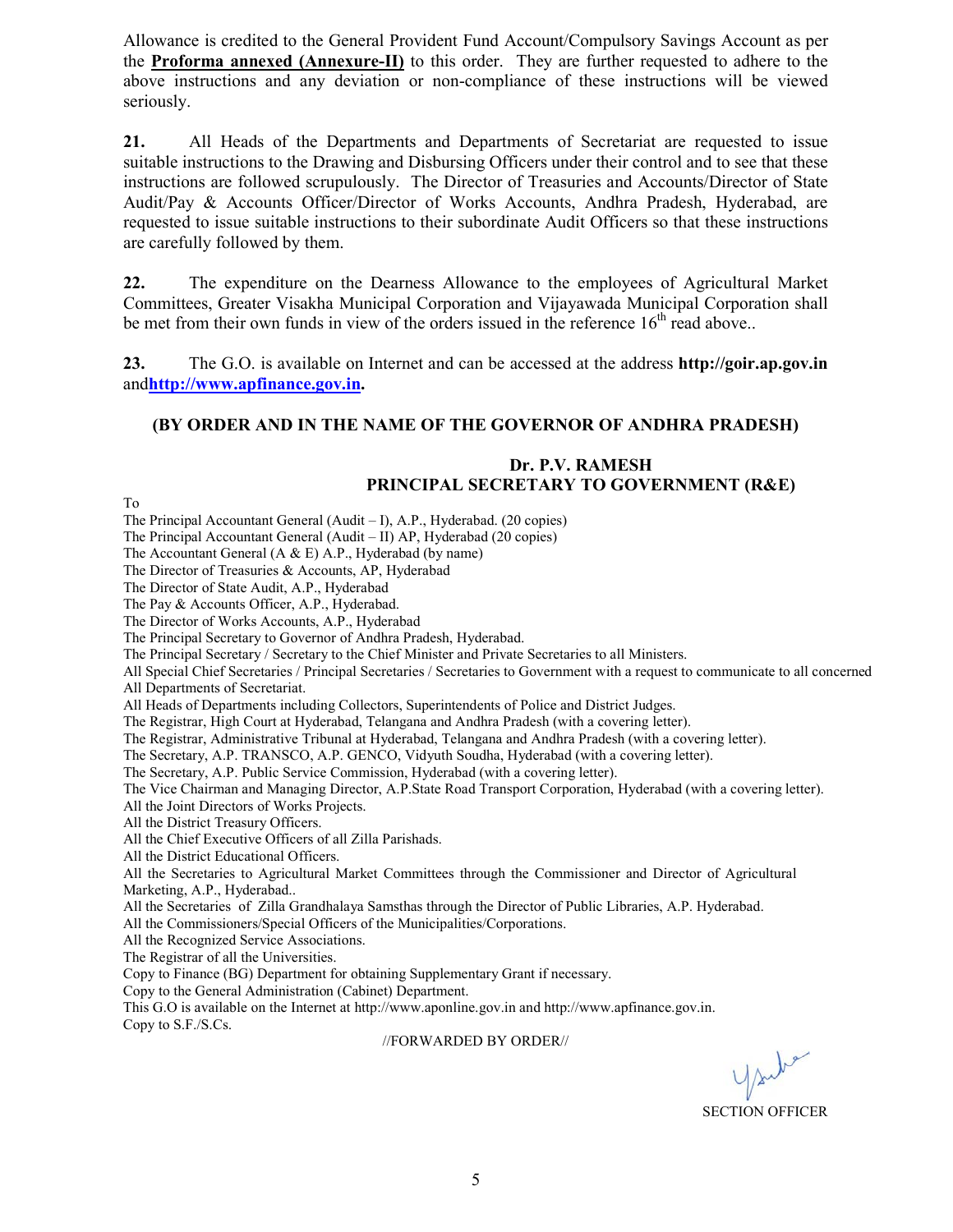Allowance is credited to the General Provident Fund Account/Compulsory Savings Account as per the **Proforma annexed (Annexure-II)** to this order. They are further requested to adhere to the above instructions and any deviation or non-compliance of these instructions will be viewed seriously.

**21.** All Heads of the Departments and Departments of Secretariat are requested to issue suitable instructions to the Drawing and Disbursing Officers under their control and to see that these instructions are followed scrupulously. The Director of Treasuries and Accounts/Director of State Audit/Pay & Accounts Officer/Director of Works Accounts, Andhra Pradesh, Hyderabad, are requested to issue suitable instructions to their subordinate Audit Officers so that these instructions are carefully followed by them.

**22.** The expenditure on the Dearness Allowance to the employees of Agricultural Market Committees, Greater Visakha Municipal Corporation and Vijayawada Municipal Corporation shall be met from their own funds in view of the orders issued in the reference 16th read above..

**23.** The G.O. is available on Internet and can be accessed at the address **http://goir.ap.gov.in** and**http://www.apfinance.gov.in.**

**(BY ORDER AND IN THE NAME OF THE GOVERNOR OF ANDHRA PRADESH)**

**Dr. P.V. RAMESH**
**PRINCIPAL SECRETARY TO GOVERNMENT (R&E)**

To
The Principal Accountant General (Audit – I), A.P., Hyderabad. (20 copies)
The Principal Accountant General (Audit – II) AP, Hyderabad (20 copies)
The Accountant General (A & E) A.P., Hyderabad (by name)
The Director of Treasuries & Accounts, AP, Hyderabad
The Director of State Audit, A.P., Hyderabad
The Pay & Accounts Officer, A.P., Hyderabad.
The Director of Works Accounts, A.P., Hyderabad
The Principal Secretary to Governor of Andhra Pradesh, Hyderabad.
The Principal Secretary / Secretary to the Chief Minister and Private Secretaries to all Ministers.
All Special Chief Secretaries / Principal Secretaries / Secretaries to Government with a request to communicate to all concerned
All Departments of Secretariat.
All Heads of Departments including Collectors, Superintendents of Police and District Judges.
The Registrar, High Court at Hyderabad, Telangana and Andhra Pradesh (with a covering letter).
The Registrar, Administrative Tribunal at Hyderabad, Telangana and Andhra Pradesh (with a covering letter).
The Secretary, A.P. TRANSCO, A.P. GENCO, Vidyuth Soudha, Hyderabad (with a covering letter).
The Secretary, A.P. Public Service Commission, Hyderabad (with a covering letter).
The Vice Chairman and Managing Director, A.P.State Road Transport Corporation, Hyderabad (with a covering letter).
All the Joint Directors of Works Projects.
All the District Treasury Officers.
All the Chief Executive Officers of all Zilla Parishads.
All the District Educational Officers.
All the Secretaries to Agricultural Market Committees through the Commissioner and Director of Agricultural Marketing, A.P., Hyderabad..
All the Secretaries of Zilla Grandhalaya Samsthas through the Director of Public Libraries, A.P. Hyderabad.
All the Commissioners/Special Officers of the Municipalities/Corporations.
All the Recognized Service Associations.
The Registrar of all the Universities.
Copy to Finance (BG) Department for obtaining Supplementary Grant if necessary.
Copy to the General Administration (Cabinet) Department.
This G.O is available on the Internet at http://www.aponline.gov.in and http://www.apfinance.gov.in.
Copy to S.F./S.Cs.

//FORWARDED BY ORDER//

SECTION OFFICER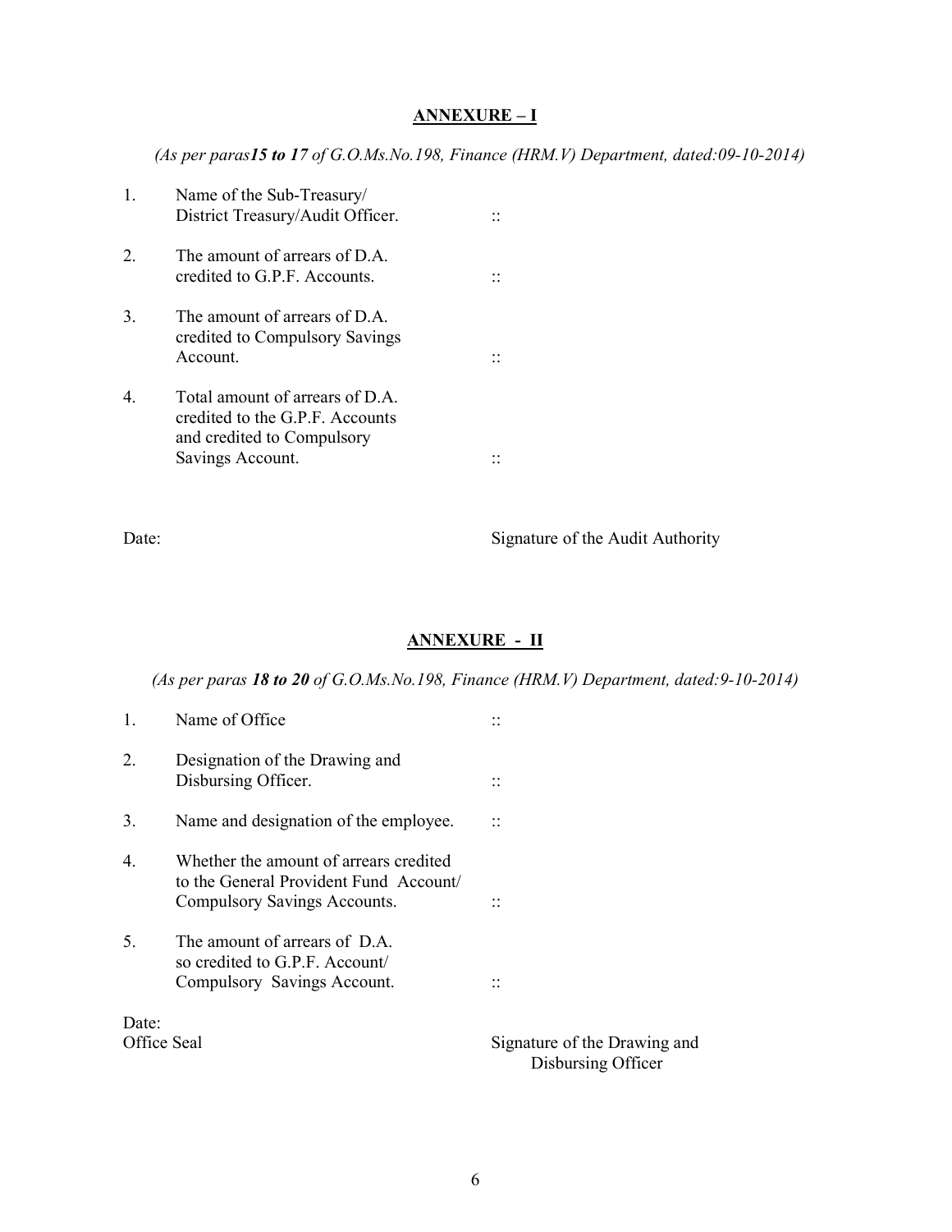## ANNEXURE – I

*(As per paras **15 to 17** of G.O.Ms.No.198, Finance (HRM.V) Department, dated:09-10-2014)*

| | | |
|---|---|---|
| 1. | Name of the Sub-Treasury/ District Treasury/Audit Officer. | :: |
| 2. | The amount of arrears of D.A. credited to G.P.F. Accounts. | :: |
| 3. | The amount of arrears of D.A. credited to Compulsory Savings Account. | :: |
| 4. | Total amount of arrears of D.A. credited to the G.P.F. Accounts and credited to Compulsory Savings Account. | :: |

Date:

Signature of the Audit Authority

## ANNEXURE - II

*(As per paras **18 to 20** of G.O.Ms.No.198, Finance (HRM.V) Department, dated:9-10-2014)*

| | | |
|---|---|---|
| 1. | Name of Office | :: |
| 2. | Designation of the Drawing and Disbursing Officer. | :: |
| 3. | Name and designation of the employee. | :: |
| 4. | Whether the amount of arrears credited to the General Provident Fund Account/ Compulsory Savings Accounts. | :: |
| 5. | The amount of arrears of D.A. so credited to G.P.F. Account/ Compulsory Savings Account. | :: |

Date:
Office Seal

Signature of the Drawing and Disbursing Officer